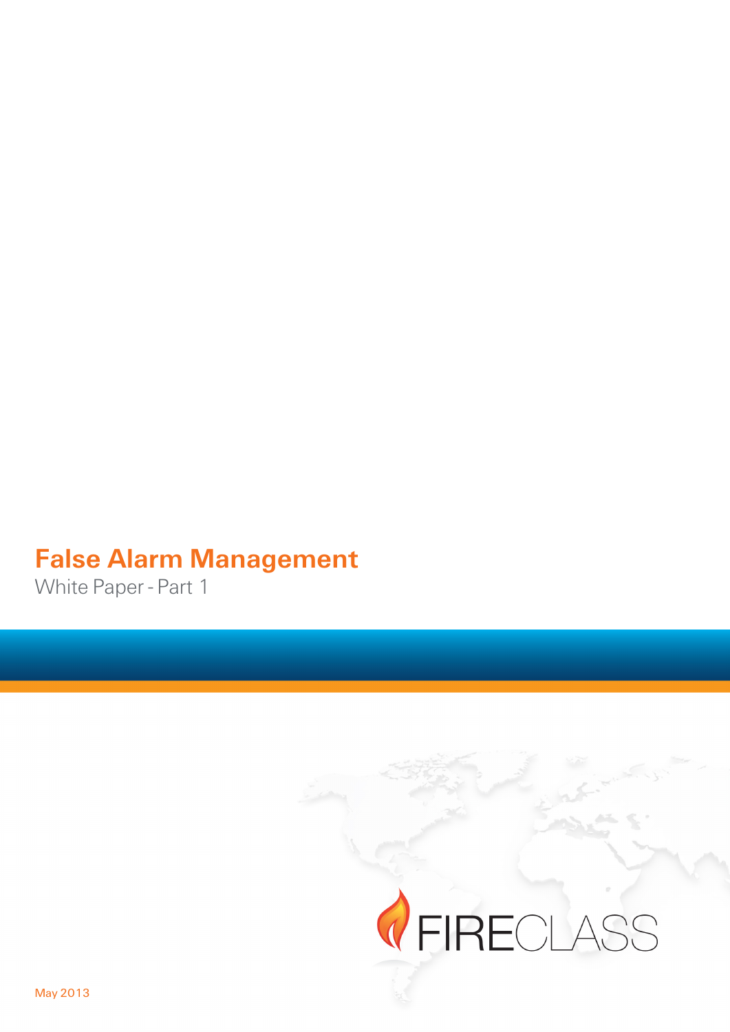# False Alarm Management

White Paper - Part 1

FIRECLASS

May 2013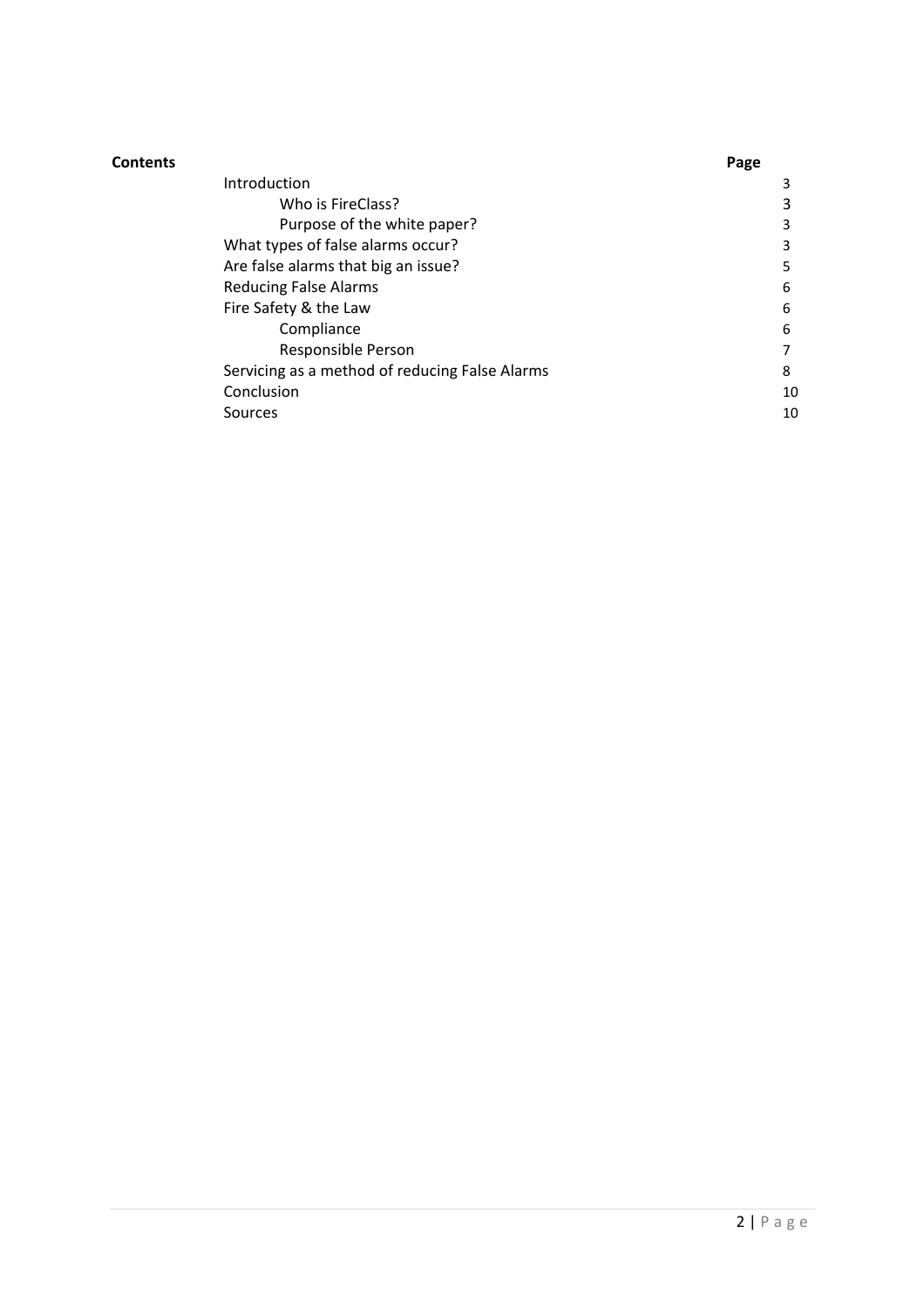**Contents**

| | Page |
|---|---|
| Introduction | 3 |
| Who is FireClass? | 3 |
| Purpose of the white paper? | 3 |
| What types of false alarms occur? | 3 |
| Are false alarms that big an issue? | 5 |
| Reducing False Alarms | 6 |
| Fire Safety & the Law | 6 |
| Compliance | 6 |
| Responsible Person | 7 |
| Servicing as a method of reducing False Alarms | 8 |
| Conclusion | 10 |
| Sources | 10 |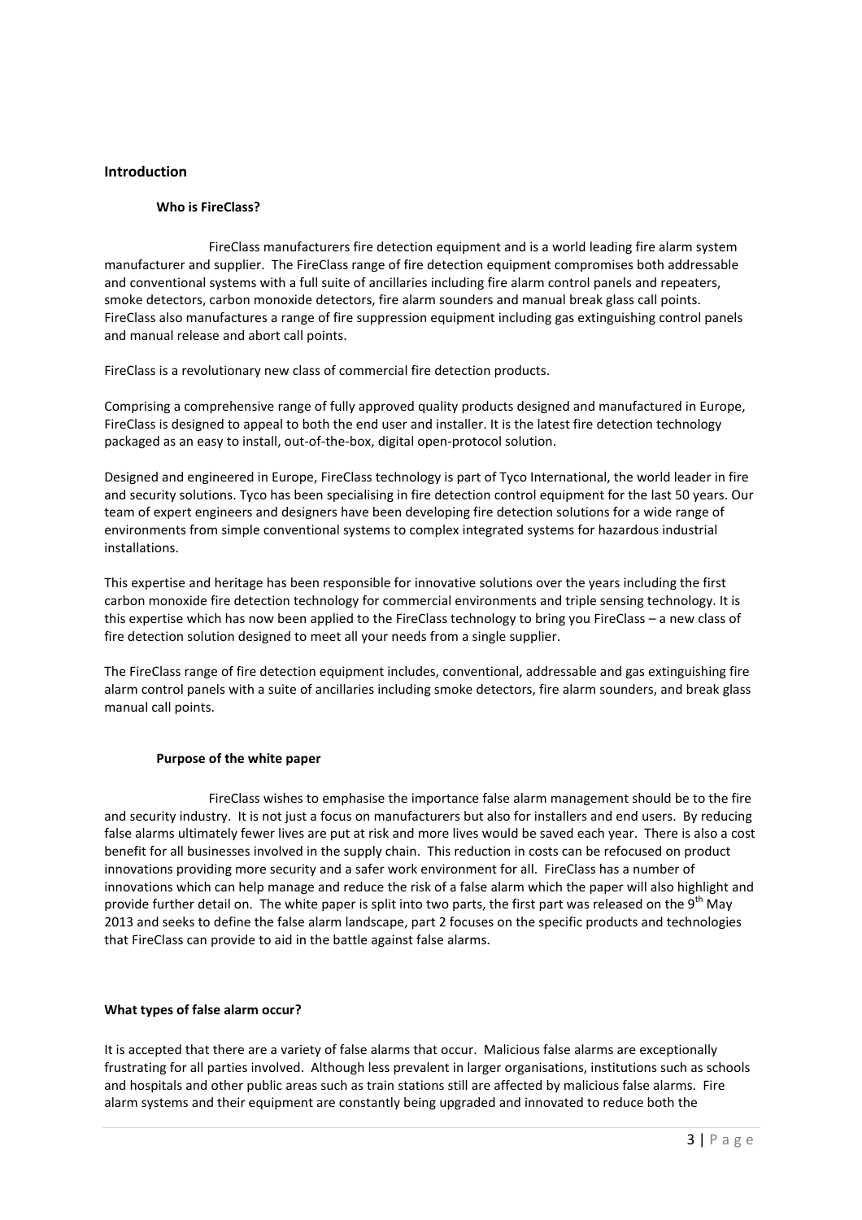## Introduction

### Who is FireClass?

FireClass manufacturers fire detection equipment and is a world leading fire alarm system manufacturer and supplier. The FireClass range of fire detection equipment compromises both addressable and conventional systems with a full suite of ancillaries including fire alarm control panels and repeaters, smoke detectors, carbon monoxide detectors, fire alarm sounders and manual break glass call points. FireClass also manufactures a range of fire suppression equipment including gas extinguishing control panels and manual release and abort call points.

FireClass is a revolutionary new class of commercial fire detection products.

Comprising a comprehensive range of fully approved quality products designed and manufactured in Europe, FireClass is designed to appeal to both the end user and installer. It is the latest fire detection technology packaged as an easy to install, out-of-the-box, digital open-protocol solution.

Designed and engineered in Europe, FireClass technology is part of Tyco International, the world leader in fire and security solutions. Tyco has been specialising in fire detection control equipment for the last 50 years. Our team of expert engineers and designers have been developing fire detection solutions for a wide range of environments from simple conventional systems to complex integrated systems for hazardous industrial installations.

This expertise and heritage has been responsible for innovative solutions over the years including the first carbon monoxide fire detection technology for commercial environments and triple sensing technology. It is this expertise which has now been applied to the FireClass technology to bring you FireClass – a new class of fire detection solution designed to meet all your needs from a single supplier.

The FireClass range of fire detection equipment includes, conventional, addressable and gas extinguishing fire alarm control panels with a suite of ancillaries including smoke detectors, fire alarm sounders, and break glass manual call points.

### Purpose of the white paper

FireClass wishes to emphasise the importance false alarm management should be to the fire and security industry. It is not just a focus on manufacturers but also for installers and end users. By reducing false alarms ultimately fewer lives are put at risk and more lives would be saved each year. There is also a cost benefit for all businesses involved in the supply chain. This reduction in costs can be refocused on product innovations providing more security and a safer work environment for all. FireClass has a number of innovations which can help manage and reduce the risk of a false alarm which the paper will also highlight and provide further detail on. The white paper is split into two parts, the first part was released on the 9th May 2013 and seeks to define the false alarm landscape, part 2 focuses on the specific products and technologies that FireClass can provide to aid in the battle against false alarms.

### What types of false alarm occur?

It is accepted that there are a variety of false alarms that occur. Malicious false alarms are exceptionally frustrating for all parties involved. Although less prevalent in larger organisations, institutions such as schools and hospitals and other public areas such as train stations still are affected by malicious false alarms. Fire alarm systems and their equipment are constantly being upgraded and innovated to reduce both the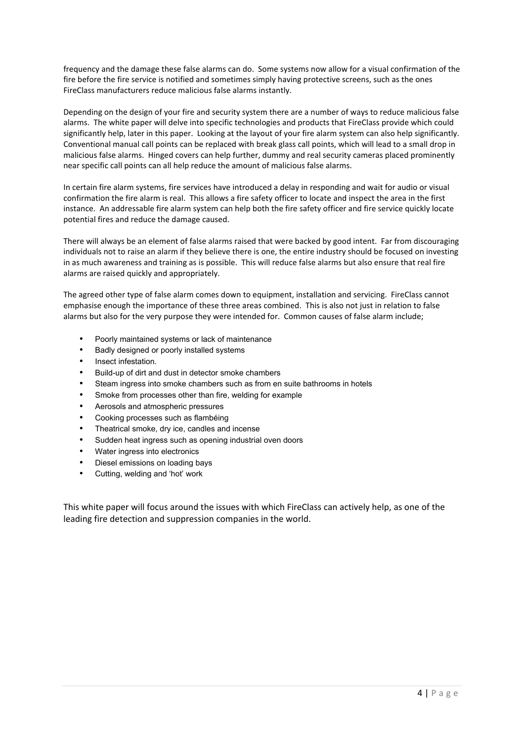frequency and the damage these false alarms can do. Some systems now allow for a visual confirmation of the fire before the fire service is notified and sometimes simply having protective screens, such as the ones FireClass manufacturers reduce malicious false alarms instantly.

Depending on the design of your fire and security system there are a number of ways to reduce malicious false alarms. The white paper will delve into specific technologies and products that FireClass provide which could significantly help, later in this paper. Looking at the layout of your fire alarm system can also help significantly. Conventional manual call points can be replaced with break glass call points, which will lead to a small drop in malicious false alarms. Hinged covers can help further, dummy and real security cameras placed prominently near specific call points can all help reduce the amount of malicious false alarms.

In certain fire alarm systems, fire services have introduced a delay in responding and wait for audio or visual confirmation the fire alarm is real. This allows a fire safety officer to locate and inspect the area in the first instance. An addressable fire alarm system can help both the fire safety officer and fire service quickly locate potential fires and reduce the damage caused.

There will always be an element of false alarms raised that were backed by good intent. Far from discouraging individuals not to raise an alarm if they believe there is one, the entire industry should be focused on investing in as much awareness and training as is possible. This will reduce false alarms but also ensure that real fire alarms are raised quickly and appropriately.

The agreed other type of false alarm comes down to equipment, installation and servicing. FireClass cannot emphasise enough the importance of these three areas combined. This is also not just in relation to false alarms but also for the very purpose they were intended for. Common causes of false alarm include;

- Poorly maintained systems or lack of maintenance
- Badly designed or poorly installed systems
- Insect infestation.
- Build-up of dirt and dust in detector smoke chambers
- Steam ingress into smoke chambers such as from en suite bathrooms in hotels
- Smoke from processes other than fire, welding for example
- Aerosols and atmospheric pressures
- Cooking processes such as flambéing
- Theatrical smoke, dry ice, candles and incense
- Sudden heat ingress such as opening industrial oven doors
- Water ingress into electronics
- Diesel emissions on loading bays
- Cutting, welding and 'hot' work

This white paper will focus around the issues with which FireClass can actively help, as one of the leading fire detection and suppression companies in the world.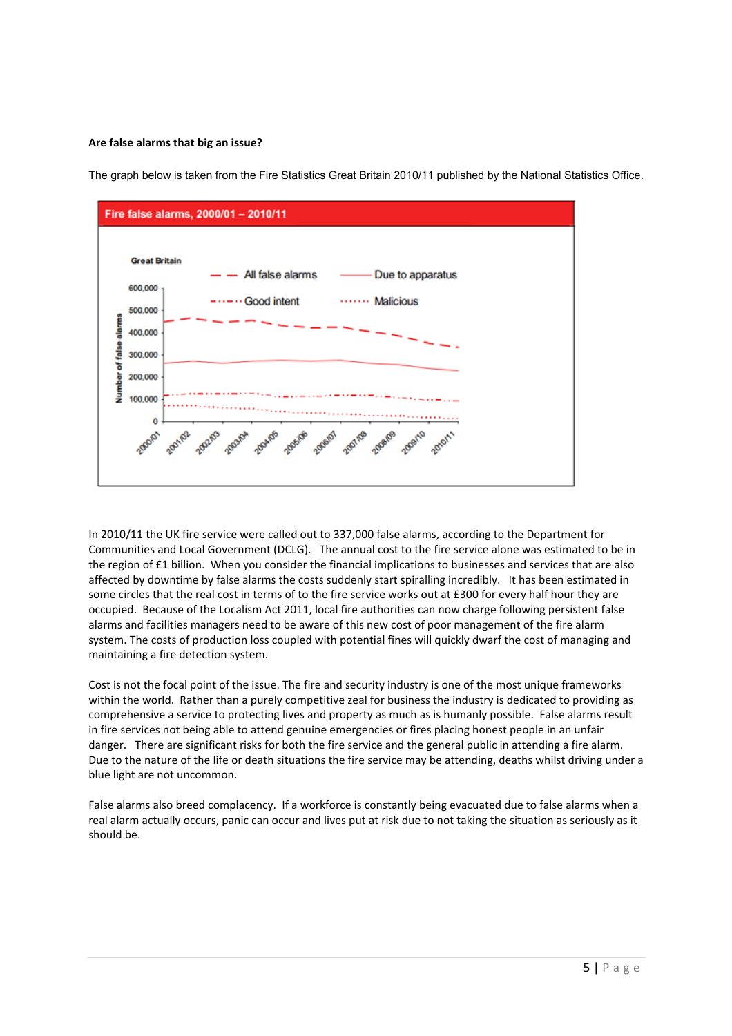**Are false alarms that big an issue?**

The graph below is taken from the Fire Statistics Great Britain 2010/11 published by the National Statistics Office.

In 2010/11 the UK fire service were called out to 337,000 false alarms, according to the Department for Communities and Local Government (DCLG). The annual cost to the fire service alone was estimated to be in the region of £1 billion. When you consider the financial implications to businesses and services that are also affected by downtime by false alarms the costs suddenly start spiralling incredibly. It has been estimated in some circles that the real cost in terms of to the fire service works out at £300 for every half hour they are occupied. Because of the Localism Act 2011, local fire authorities can now charge following persistent false alarms and facilities managers need to be aware of this new cost of poor management of the fire alarm system. The costs of production loss coupled with potential fines will quickly dwarf the cost of managing and maintaining a fire detection system.

Cost is not the focal point of the issue. The fire and security industry is one of the most unique frameworks within the world. Rather than a purely competitive zeal for business the industry is dedicated to providing as comprehensive a service to protecting lives and property as much as is humanly possible. False alarms result in fire services not being able to attend genuine emergencies or fires placing honest people in an unfair danger. There are significant risks for both the fire service and the general public in attending a fire alarm. Due to the nature of the life or death situations the fire service may be attending, deaths whilst driving under a blue light are not uncommon.

False alarms also breed complacency. If a workforce is constantly being evacuated due to false alarms when a real alarm actually occurs, panic can occur and lives put at risk due to not taking the situation as seriously as it should be.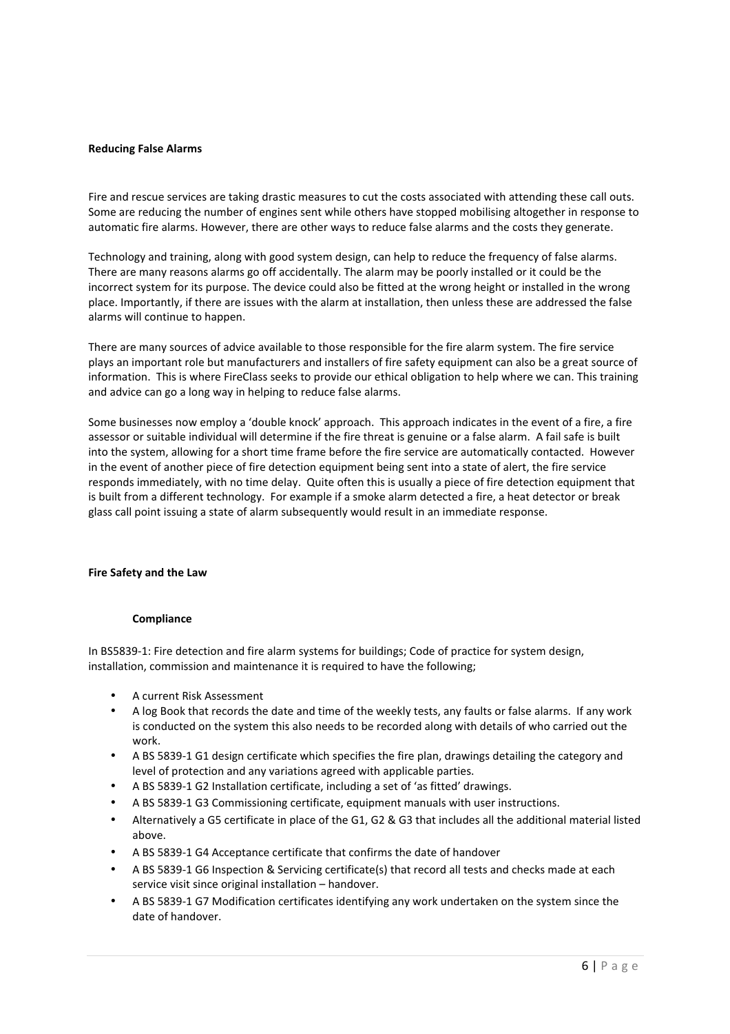## Reducing False Alarms

Fire and rescue services are taking drastic measures to cut the costs associated with attending these call outs. Some are reducing the number of engines sent while others have stopped mobilising altogether in response to automatic fire alarms. However, there are other ways to reduce false alarms and the costs they generate.

Technology and training, along with good system design, can help to reduce the frequency of false alarms. There are many reasons alarms go off accidentally. The alarm may be poorly installed or it could be the incorrect system for its purpose. The device could also be fitted at the wrong height or installed in the wrong place. Importantly, if there are issues with the alarm at installation, then unless these are addressed the false alarms will continue to happen.

There are many sources of advice available to those responsible for the fire alarm system. The fire service plays an important role but manufacturers and installers of fire safety equipment can also be a great source of information. This is where FireClass seeks to provide our ethical obligation to help where we can. This training and advice can go a long way in helping to reduce false alarms.

Some businesses now employ a 'double knock' approach. This approach indicates in the event of a fire, a fire assessor or suitable individual will determine if the fire threat is genuine or a false alarm. A fail safe is built into the system, allowing for a short time frame before the fire service are automatically contacted. However in the event of another piece of fire detection equipment being sent into a state of alert, the fire service responds immediately, with no time delay. Quite often this is usually a piece of fire detection equipment that is built from a different technology. For example if a smoke alarm detected a fire, a heat detector or break glass call point issuing a state of alarm subsequently would result in an immediate response.

## Fire Safety and the Law

### Compliance

In BS5839-1: Fire detection and fire alarm systems for buildings; Code of practice for system design, installation, commission and maintenance it is required to have the following;

- A current Risk Assessment
- A log Book that records the date and time of the weekly tests, any faults or false alarms. If any work is conducted on the system this also needs to be recorded along with details of who carried out the work.
- A BS 5839-1 G1 design certificate which specifies the fire plan, drawings detailing the category and level of protection and any variations agreed with applicable parties.
- A BS 5839-1 G2 Installation certificate, including a set of 'as fitted' drawings.
- A BS 5839-1 G3 Commissioning certificate, equipment manuals with user instructions.
- Alternatively a G5 certificate in place of the G1, G2 & G3 that includes all the additional material listed above.
- A BS 5839-1 G4 Acceptance certificate that confirms the date of handover
- A BS 5839-1 G6 Inspection & Servicing certificate(s) that record all tests and checks made at each service visit since original installation – handover.
- A BS 5839-1 G7 Modification certificates identifying any work undertaken on the system since the date of handover.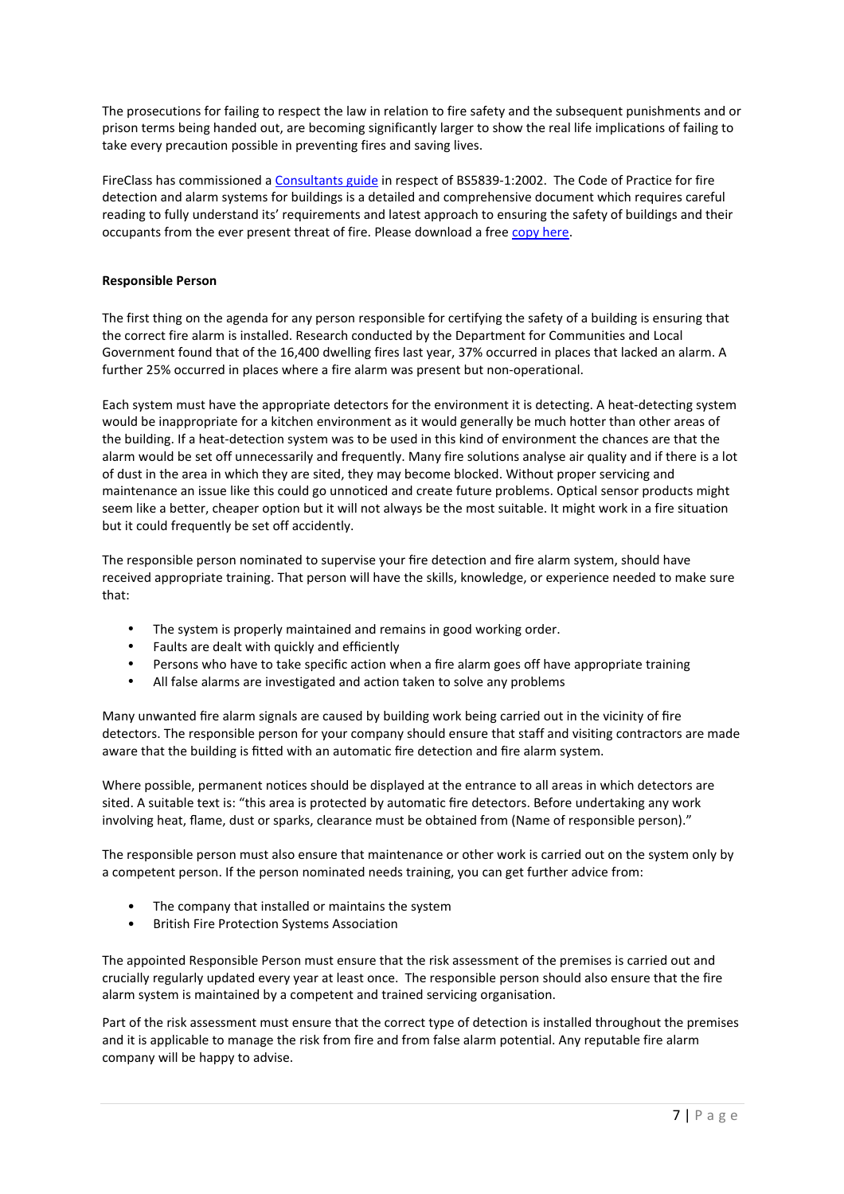The prosecutions for failing to respect the law in relation to fire safety and the subsequent punishments and or prison terms being handed out, are becoming significantly larger to show the real life implications of failing to take every precaution possible in preventing fires and saving lives.

FireClass has commissioned a Consultants guide in respect of BS5839-1:2002. The Code of Practice for fire detection and alarm systems for buildings is a detailed and comprehensive document which requires careful reading to fully understand its' requirements and latest approach to ensuring the safety of buildings and their occupants from the ever present threat of fire. Please download a free copy here.

**Responsible Person**

The first thing on the agenda for any person responsible for certifying the safety of a building is ensuring that the correct fire alarm is installed. Research conducted by the Department for Communities and Local Government found that of the 16,400 dwelling fires last year, 37% occurred in places that lacked an alarm. A further 25% occurred in places where a fire alarm was present but non-operational.

Each system must have the appropriate detectors for the environment it is detecting. A heat-detecting system would be inappropriate for a kitchen environment as it would generally be much hotter than other areas of the building. If a heat-detection system was to be used in this kind of environment the chances are that the alarm would be set off unnecessarily and frequently. Many fire solutions analyse air quality and if there is a lot of dust in the area in which they are sited, they may become blocked. Without proper servicing and maintenance an issue like this could go unnoticed and create future problems. Optical sensor products might seem like a better, cheaper option but it will not always be the most suitable. It might work in a fire situation but it could frequently be set off accidently.

The responsible person nominated to supervise your fire detection and fire alarm system, should have received appropriate training. That person will have the skills, knowledge, or experience needed to make sure that:

- The system is properly maintained and remains in good working order.
- Faults are dealt with quickly and efficiently
- Persons who have to take specific action when a fire alarm goes off have appropriate training
- All false alarms are investigated and action taken to solve any problems

Many unwanted fire alarm signals are caused by building work being carried out in the vicinity of fire detectors. The responsible person for your company should ensure that staff and visiting contractors are made aware that the building is fitted with an automatic fire detection and fire alarm system.

Where possible, permanent notices should be displayed at the entrance to all areas in which detectors are sited. A suitable text is: "this area is protected by automatic fire detectors. Before undertaking any work involving heat, flame, dust or sparks, clearance must be obtained from (Name of responsible person)."

The responsible person must also ensure that maintenance or other work is carried out on the system only by a competent person. If the person nominated needs training, you can get further advice from:

- The company that installed or maintains the system
- British Fire Protection Systems Association

The appointed Responsible Person must ensure that the risk assessment of the premises is carried out and crucially regularly updated every year at least once. The responsible person should also ensure that the fire alarm system is maintained by a competent and trained servicing organisation.

Part of the risk assessment must ensure that the correct type of detection is installed throughout the premises and it is applicable to manage the risk from fire and from false alarm potential. Any reputable fire alarm company will be happy to advise.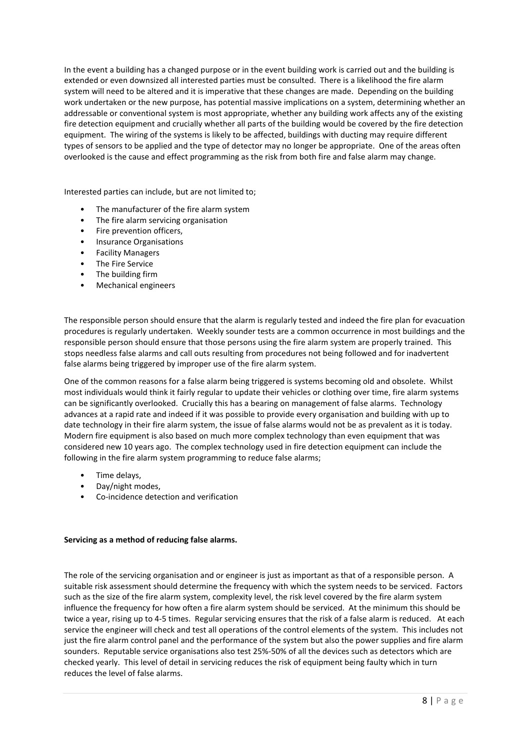In the event a building has a changed purpose or in the event building work is carried out and the building is extended or even downsized all interested parties must be consulted. There is a likelihood the fire alarm system will need to be altered and it is imperative that these changes are made. Depending on the building work undertaken or the new purpose, has potential massive implications on a system, determining whether an addressable or conventional system is most appropriate, whether any building work affects any of the existing fire detection equipment and crucially whether all parts of the building would be covered by the fire detection equipment. The wiring of the systems is likely to be affected, buildings with ducting may require different types of sensors to be applied and the type of detector may no longer be appropriate. One of the areas often overlooked is the cause and effect programming as the risk from both fire and false alarm may change.

Interested parties can include, but are not limited to;

- The manufacturer of the fire alarm system
- The fire alarm servicing organisation
- Fire prevention officers,
- Insurance Organisations
- Facility Managers
- The Fire Service
- The building firm
- Mechanical engineers

The responsible person should ensure that the alarm is regularly tested and indeed the fire plan for evacuation procedures is regularly undertaken. Weekly sounder tests are a common occurrence in most buildings and the responsible person should ensure that those persons using the fire alarm system are properly trained. This stops needless false alarms and call outs resulting from procedures not being followed and for inadvertent false alarms being triggered by improper use of the fire alarm system.

One of the common reasons for a false alarm being triggered is systems becoming old and obsolete. Whilst most individuals would think it fairly regular to update their vehicles or clothing over time, fire alarm systems can be significantly overlooked. Crucially this has a bearing on management of false alarms. Technology advances at a rapid rate and indeed if it was possible to provide every organisation and building with up to date technology in their fire alarm system, the issue of false alarms would not be as prevalent as it is today. Modern fire equipment is also based on much more complex technology than even equipment that was considered new 10 years ago. The complex technology used in fire detection equipment can include the following in the fire alarm system programming to reduce false alarms;

- Time delays,
- Day/night modes,
- Co-incidence detection and verification

**Servicing as a method of reducing false alarms.**

The role of the servicing organisation and or engineer is just as important as that of a responsible person. A suitable risk assessment should determine the frequency with which the system needs to be serviced. Factors such as the size of the fire alarm system, complexity level, the risk level covered by the fire alarm system influence the frequency for how often a fire alarm system should be serviced. At the minimum this should be twice a year, rising up to 4-5 times. Regular servicing ensures that the risk of a false alarm is reduced. At each service the engineer will check and test all operations of the control elements of the system. This includes not just the fire alarm control panel and the performance of the system but also the power supplies and fire alarm sounders. Reputable service organisations also test 25%-50% of all the devices such as detectors which are checked yearly. This level of detail in servicing reduces the risk of equipment being faulty which in turn reduces the level of false alarms.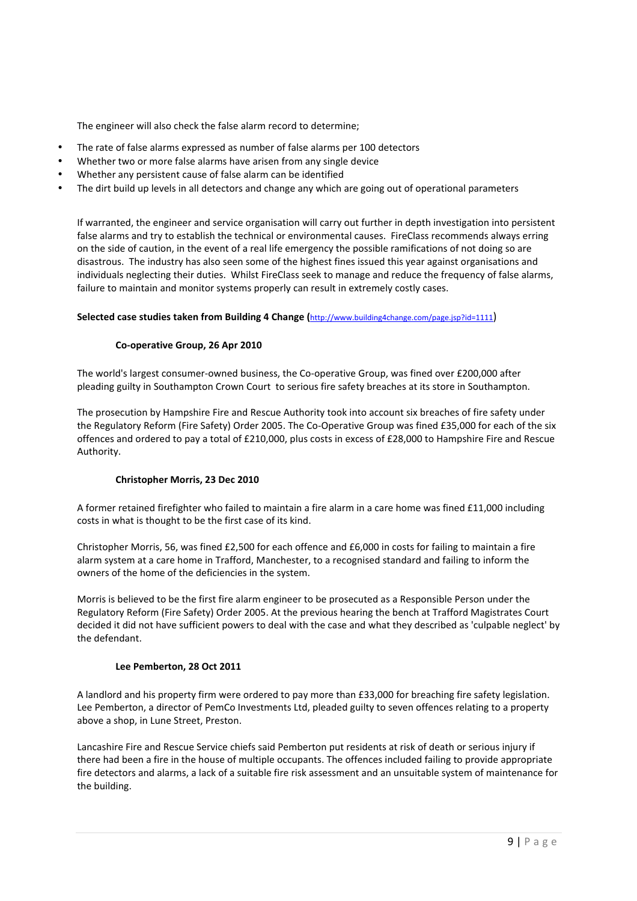The engineer will also check the false alarm record to determine;

- The rate of false alarms expressed as number of false alarms per 100 detectors
- Whether two or more false alarms have arisen from any single device
- Whether any persistent cause of false alarm can be identified
- The dirt build up levels in all detectors and change any which are going out of operational parameters

If warranted, the engineer and service organisation will carry out further in depth investigation into persistent false alarms and try to establish the technical or environmental causes. FireClass recommends always erring on the side of caution, in the event of a real life emergency the possible ramifications of not doing so are disastrous. The industry has also seen some of the highest fines issued this year against organisations and individuals neglecting their duties. Whilst FireClass seek to manage and reduce the frequency of false alarms, failure to maintain and monitor systems properly can result in extremely costly cases.

**Selected case studies taken from Building 4 Change (**http://www.building4change.com/page.jsp?id=1111)

**Co-operative Group, 26 Apr 2010**

The world's largest consumer-owned business, the Co-operative Group, was fined over £200,000 after pleading guilty in Southampton Crown Court to serious fire safety breaches at its store in Southampton.

The prosecution by Hampshire Fire and Rescue Authority took into account six breaches of fire safety under the Regulatory Reform (Fire Safety) Order 2005. The Co-Operative Group was fined £35,000 for each of the six offences and ordered to pay a total of £210,000, plus costs in excess of £28,000 to Hampshire Fire and Rescue Authority.

**Christopher Morris, 23 Dec 2010**

A former retained firefighter who failed to maintain a fire alarm in a care home was fined £11,000 including costs in what is thought to be the first case of its kind.

Christopher Morris, 56, was fined £2,500 for each offence and £6,000 in costs for failing to maintain a fire alarm system at a care home in Trafford, Manchester, to a recognised standard and failing to inform the owners of the home of the deficiencies in the system.

Morris is believed to be the first fire alarm engineer to be prosecuted as a Responsible Person under the Regulatory Reform (Fire Safety) Order 2005. At the previous hearing the bench at Trafford Magistrates Court decided it did not have sufficient powers to deal with the case and what they described as 'culpable neglect' by the defendant.

**Lee Pemberton, 28 Oct 2011**

A landlord and his property firm were ordered to pay more than £33,000 for breaching fire safety legislation. Lee Pemberton, a director of PemCo Investments Ltd, pleaded guilty to seven offences relating to a property above a shop, in Lune Street, Preston.

Lancashire Fire and Rescue Service chiefs said Pemberton put residents at risk of death or serious injury if there had been a fire in the house of multiple occupants. The offences included failing to provide appropriate fire detectors and alarms, a lack of a suitable fire risk assessment and an unsuitable system of maintenance for the building.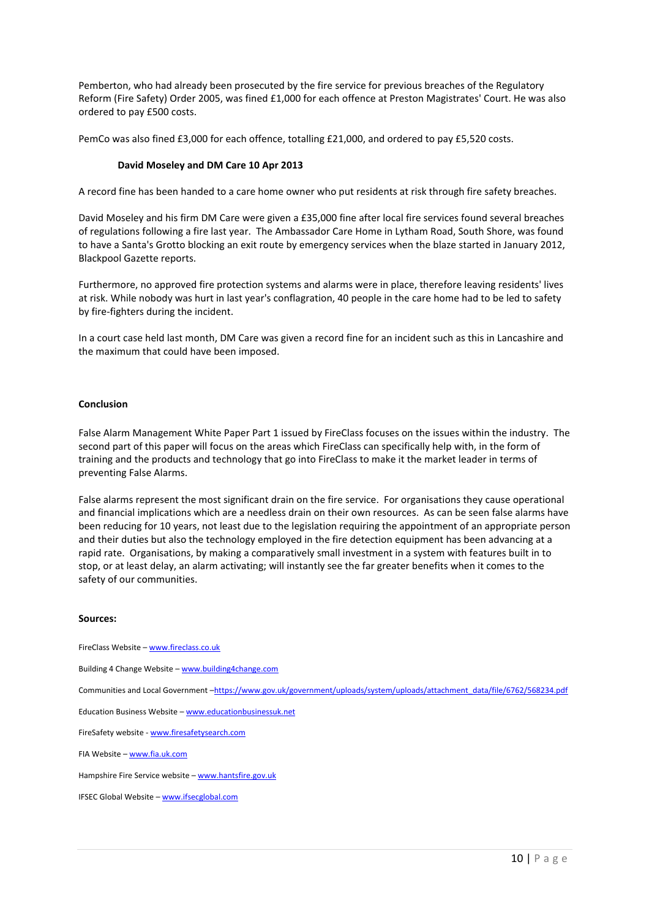Pemberton, who had already been prosecuted by the fire service for previous breaches of the Regulatory Reform (Fire Safety) Order 2005, was fined £1,000 for each offence at Preston Magistrates' Court. He was also ordered to pay £500 costs.

PemCo was also fined £3,000 for each offence, totalling £21,000, and ordered to pay £5,520 costs.

**David Moseley and DM Care 10 Apr 2013**

A record fine has been handed to a care home owner who put residents at risk through fire safety breaches.

David Moseley and his firm DM Care were given a £35,000 fine after local fire services found several breaches of regulations following a fire last year. The Ambassador Care Home in Lytham Road, South Shore, was found to have a Santa's Grotto blocking an exit route by emergency services when the blaze started in January 2012, Blackpool Gazette reports.

Furthermore, no approved fire protection systems and alarms were in place, therefore leaving residents' lives at risk. While nobody was hurt in last year's conflagration, 40 people in the care home had to be led to safety by fire-fighters during the incident.

In a court case held last month, DM Care was given a record fine for an incident such as this in Lancashire and the maximum that could have been imposed.

**Conclusion**

False Alarm Management White Paper Part 1 issued by FireClass focuses on the issues within the industry. The second part of this paper will focus on the areas which FireClass can specifically help with, in the form of training and the products and technology that go into FireClass to make it the market leader in terms of preventing False Alarms.

False alarms represent the most significant drain on the fire service. For organisations they cause operational and financial implications which are a needless drain on their own resources. As can be seen false alarms have been reducing for 10 years, not least due to the legislation requiring the appointment of an appropriate person and their duties but also the technology employed in the fire detection equipment has been advancing at a rapid rate. Organisations, by making a comparatively small investment in a system with features built in to stop, or at least delay, an alarm activating; will instantly see the far greater benefits when it comes to the safety of our communities.

**Sources:**

FireClass Website – www.fireclass.co.uk

Building 4 Change Website – www.building4change.com

Communities and Local Government –https://www.gov.uk/government/uploads/system/uploads/attachment_data/file/6762/568234.pdf

Education Business Website – www.educationbusinessuk.net

FireSafety website - www.firesafetysearch.com

FIA Website – www.fia.uk.com

Hampshire Fire Service website – www.hantsfire.gov.uk

IFSEC Global Website – www.ifsecglobal.com